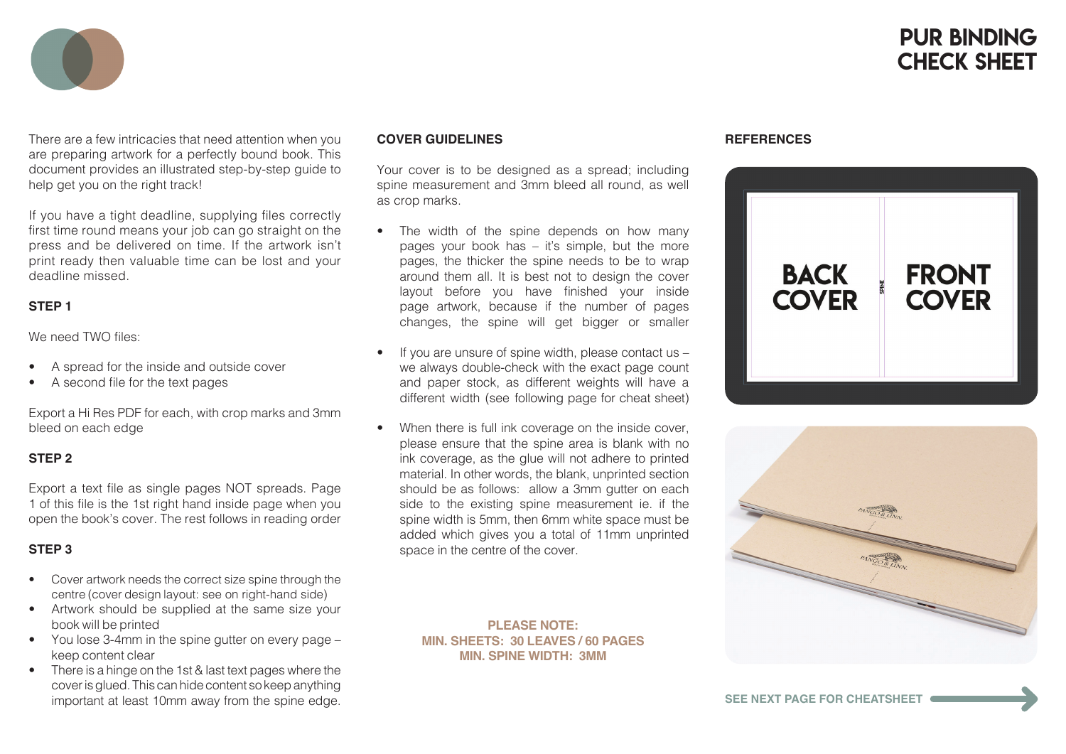# PUR BINDING CHECK SHEET

There are a few intricacies that need attention when you are preparing artwork for a perfectly bound book. This document provides an illustrated step-by-step guide to help get you on the right track!

If you have a tight deadline, supplying files correctly first time round means your job can go straight on the press and be delivered on time. If the artwork isn't print ready then valuable time can be lost and your deadline missed.

### STEP 1

We need TWO files:

- A spread for the inside and outside cover
- A second file for the text pages

Export a Hi Res PDF for each, with crop marks and 3mm bleed on each edge

### STEP 2

Export a text file as single pages NOT spreads. Page 1 of this file is the 1st right hand inside page when you open the book's cover. The rest follows in reading order

### STEP 3

- Cover artwork needs the correct size spine through the centre (cover design layout: see on right-hand side)
- Artwork should be supplied at the same size your book will be printed
- You lose 3-4mm in the spine gutter on every page – keep content clear
- There is a hinge on the 1st & last text pages where the cover is glued. This can hide content so keep anything important at least 10mm away from the spine edge.

### COVER GUIDELINES

Your cover is to be designed as a spread; including spine measurement and 3mm bleed all round, as well as crop marks.

- The width of the spine depends on how many pages your book has – it's simple, but the more pages, the thicker the spine needs to be to wrap around them all. It is best not to design the cover layout before you have finished your inside page artwork, because if the number of pages changes, the spine will get bigger or smaller
- If you are unsure of spine width, please contact us – we always double-check with the exact page count and paper stock, as different weights will have a different width (see following page for cheat sheet)
- When there is full ink coverage on the inside cover, please ensure that the spine area is blank with no ink coverage, as the glue will not adhere to printed material. In other words, the blank, unprinted section should be as follows: allow a 3mm gutter on each side to the existing spine measurement ie. if the spine width is 5mm, then 6mm white space must be added which gives you a total of 11mm unprinted space in the centre of the cover.

**PLEASE NOTE:**
**MIN. SHEETS: 30 LEAVES / 60 PAGES**
**MIN. SPINE WIDTH: 3MM**

### REFERENCES

BACK COVER | SPINE | FRONT COVER

SEE NEXT PAGE FOR CHEATSHEET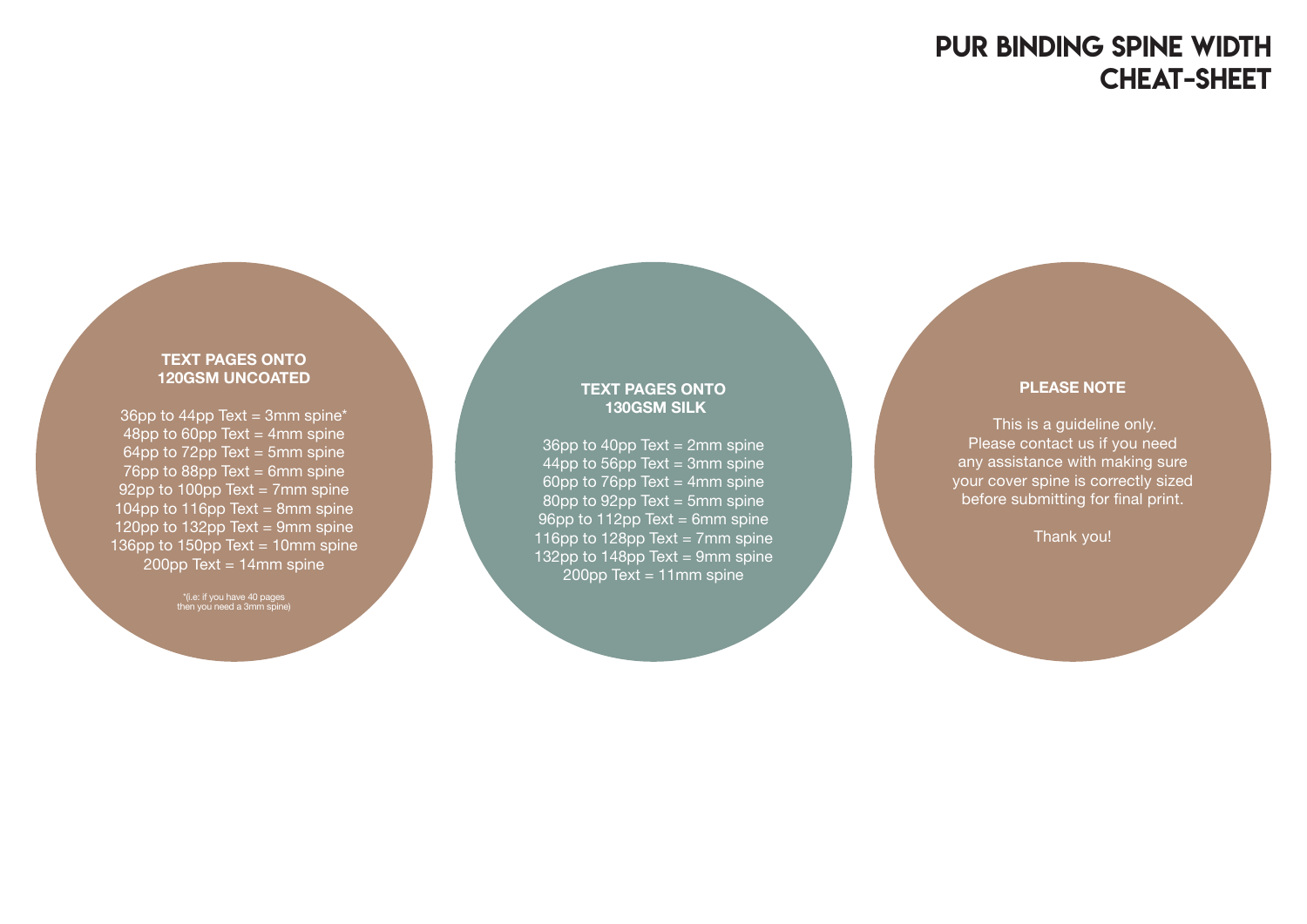# PUR BINDING SPINE WIDTH CHEAT-SHEET

**TEXT PAGES ONTO 120GSM UNCOATED**

36pp to 44pp Text = 3mm spine*
48pp to 60pp Text = 4mm spine
64pp to 72pp Text = 5mm spine
76pp to 88pp Text = 6mm spine
92pp to 100pp Text = 7mm spine
104pp to 116pp Text = 8mm spine
120pp to 132pp Text = 9mm spine
136pp to 150pp Text = 10mm spine
200pp Text = 14mm spine

*(i.e: if you have 40 pages then you need a 3mm spine)

**TEXT PAGES ONTO 130GSM SILK**

36pp to 40pp Text = 2mm spine
44pp to 56pp Text = 3mm spine
60pp to 76pp Text = 4mm spine
80pp to 92pp Text = 5mm spine
96pp to 112pp Text = 6mm spine
116pp to 128pp Text = 7mm spine
132pp to 148pp Text = 9mm spine
200pp Text = 11mm spine

**PLEASE NOTE**

This is a guideline only. Please contact us if you need any assistance with making sure your cover spine is correctly sized before submitting for final print.

Thank you!